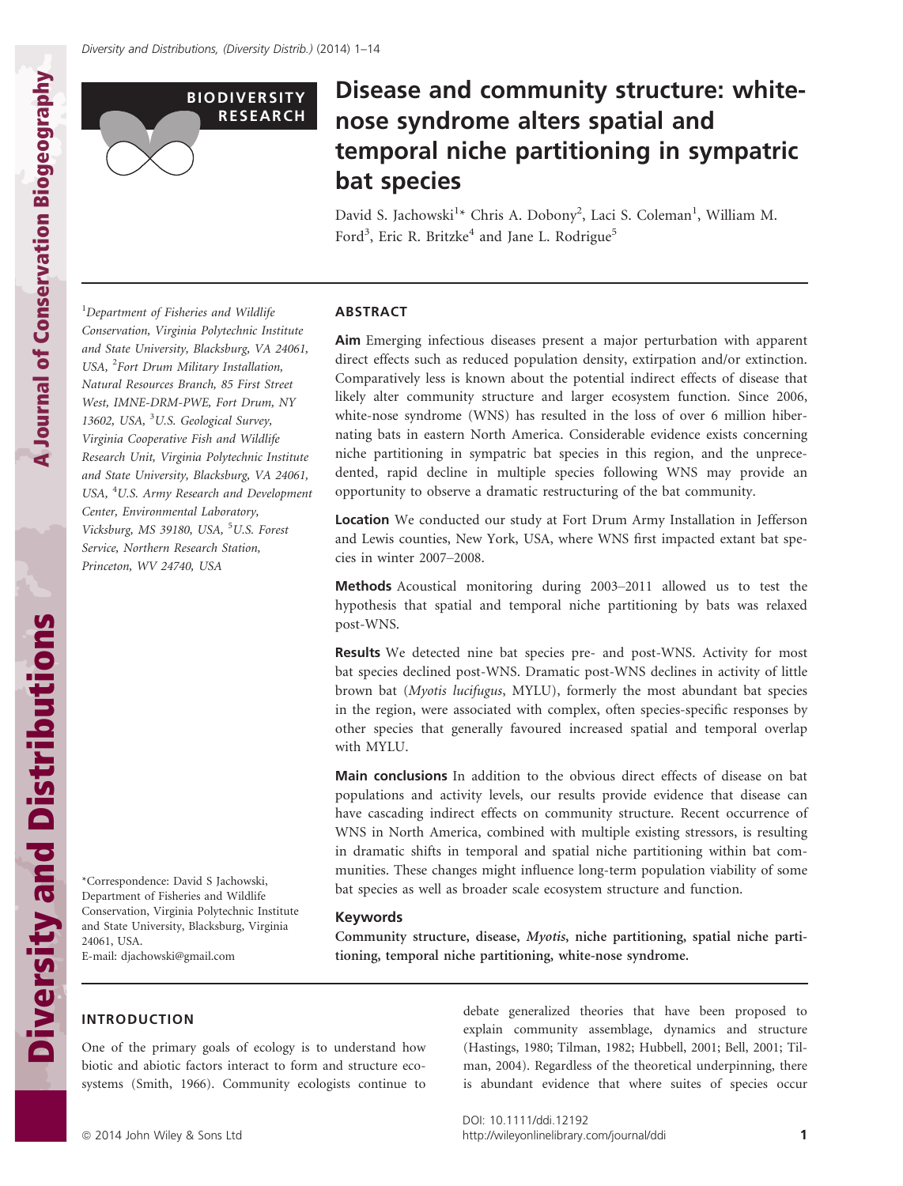BIODIVERSITY RESEARCH

# Disease and community structure: white-nose syndrome alters spatial and temporal niche partitioning in sympatric bat species

David S. Jachowski[1]* Chris A. Dobony[2], Laci S. Coleman[1], William M. Ford[3], Eric R. Britzke[4] and Jane L. Rodrigue[5]

[1]Department of Fisheries and Wildlife Conservation, Virginia Polytechnic Institute and State University, Blacksburg, VA 24061, USA, [2]Fort Drum Military Installation, Natural Resources Branch, 85 First Street West, IMNE-DRM-PWE, Fort Drum, NY 13602, USA, [3]U.S. Geological Survey, Virginia Cooperative Fish and Wildlife Research Unit, Virginia Polytechnic Institute and State University, Blacksburg, VA 24061, USA, [4]U.S. Army Research and Development Center, Environmental Laboratory, Vicksburg, MS 39180, USA, [5]U.S. Forest Service, Northern Research Station, Princeton, WV 24740, USA

*Correspondence: David S Jachowski, Department of Fisheries and Wildlife Conservation, Virginia Polytechnic Institute and State University, Blacksburg, Virginia 24061, USA.
E-mail: djachowski@gmail.com

## ABSTRACT

**Aim** Emerging infectious diseases present a major perturbation with apparent direct effects such as reduced population density, extirpation and/or extinction. Comparatively less is known about the potential indirect effects of disease that likely alter community structure and larger ecosystem function. Since 2006, white-nose syndrome (WNS) has resulted in the loss of over 6 million hibernating bats in eastern North America. Considerable evidence exists concerning niche partitioning in sympatric bat species in this region, and the unprecedented, rapid decline in multiple species following WNS may provide an opportunity to observe a dramatic restructuring of the bat community.

**Location** We conducted our study at Fort Drum Army Installation in Jefferson and Lewis counties, New York, USA, where WNS first impacted extant bat species in winter 2007–2008.

**Methods** Acoustical monitoring during 2003–2011 allowed us to test the hypothesis that spatial and temporal niche partitioning by bats was relaxed post-WNS.

**Results** We detected nine bat species pre- and post-WNS. Activity for most bat species declined post-WNS. Dramatic post-WNS declines in activity of little brown bat (*Myotis lucifugus*, MYLU), formerly the most abundant bat species in the region, were associated with complex, often species-specific responses by other species that generally favoured increased spatial and temporal overlap with MYLU.

**Main conclusions** In addition to the obvious direct effects of disease on bat populations and activity levels, our results provide evidence that disease can have cascading indirect effects on community structure. Recent occurrence of WNS in North America, combined with multiple existing stressors, is resulting in dramatic shifts in temporal and spatial niche partitioning within bat communities. These changes might influence long-term population viability of some bat species as well as broader scale ecosystem structure and function.

### Keywords

Community structure, disease, *Myotis*, niche partitioning, spatial niche partitioning, temporal niche partitioning, white-nose syndrome.

## INTRODUCTION

One of the primary goals of ecology is to understand how biotic and abiotic factors interact to form and structure ecosystems (Smith, 1966). Community ecologists continue to debate generalized theories that have been proposed to explain community assemblage, dynamics and structure (Hastings, 1980; Tilman, 1982; Hubbell, 2001; Bell, 2001; Tilman, 2004). Regardless of the theoretical underpinning, there is abundant evidence that where suites of species occur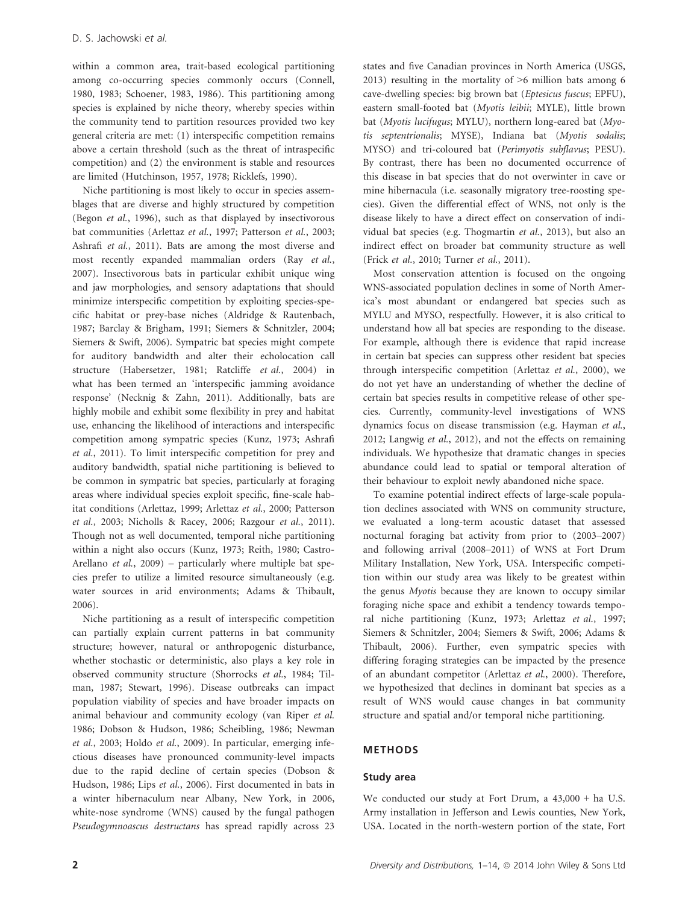within a common area, trait-based ecological partitioning among co-occurring species commonly occurs (Connell, 1980, 1983; Schoener, 1983, 1986). This partitioning among species is explained by niche theory, whereby species within the community tend to partition resources provided two key general criteria are met: (1) interspecific competition remains above a certain threshold (such as the threat of intraspecific competition) and (2) the environment is stable and resources are limited (Hutchinson, 1957, 1978; Ricklefs, 1990).

Niche partitioning is most likely to occur in species assemblages that are diverse and highly structured by competition (Begon *et al.*, 1996), such as that displayed by insectivorous bat communities (Arlettaz *et al.*, 1997; Patterson *et al.*, 2003; Ashrafi *et al.*, 2011). Bats are among the most diverse and most recently expanded mammalian orders (Ray *et al.*, 2007). Insectivorous bats in particular exhibit unique wing and jaw morphologies, and sensory adaptations that should minimize interspecific competition by exploiting species-specific habitat or prey-base niches (Aldridge & Rautenbach, 1987; Barclay & Brigham, 1991; Siemers & Schnitzler, 2004; Siemers & Swift, 2006). Sympatric bat species might compete for auditory bandwidth and alter their echolocation call structure (Habersetzer, 1981; Ratcliffe *et al.*, 2004) in what has been termed an 'interspecific jamming avoidance response' (Necknig & Zahn, 2011). Additionally, bats are highly mobile and exhibit some flexibility in prey and habitat use, enhancing the likelihood of interactions and interspecific competition among sympatric species (Kunz, 1973; Ashrafi *et al.*, 2011). To limit interspecific competition for prey and auditory bandwidth, spatial niche partitioning is believed to be common in sympatric bat species, particularly at foraging areas where individual species exploit specific, fine-scale habitat conditions (Arlettaz, 1999; Arlettaz *et al.*, 2000; Patterson *et al.*, 2003; Nicholls & Racey, 2006; Razgour *et al.*, 2011). Though not as well documented, temporal niche partitioning within a night also occurs (Kunz, 1973; Reith, 1980; Castro-Arellano *et al.*, 2009) – particularly where multiple bat species prefer to utilize a limited resource simultaneously (e.g. water sources in arid environments; Adams & Thibault, 2006).

Niche partitioning as a result of interspecific competition can partially explain current patterns in bat community structure; however, natural or anthropogenic disturbance, whether stochastic or deterministic, also plays a key role in observed community structure (Shorrocks *et al.*, 1984; Tilman, 1987; Stewart, 1996). Disease outbreaks can impact population viability of species and have broader impacts on animal behaviour and community ecology (van Riper *et al.* 1986; Dobson & Hudson, 1986; Scheibling, 1986; Newman *et al.*, 2003; Holdo *et al.*, 2009). In particular, emerging infectious diseases have pronounced community-level impacts due to the rapid decline of certain species (Dobson & Hudson, 1986; Lips *et al.*, 2006). First documented in bats in a winter hibernaculum near Albany, New York, in 2006, white-nose syndrome (WNS) caused by the fungal pathogen *Pseudogymnoascus destructans* has spread rapidly across 23 states and five Canadian provinces in North America (USGS, 2013) resulting in the mortality of >6 million bats among 6 cave-dwelling species: big brown bat (*Eptesicus fuscus*; EPFU), eastern small-footed bat (*Myotis leibii*; MYLE), little brown bat (*Myotis lucifugus*; MYLU), northern long-eared bat (*Myotis septentrionalis*; MYSE), Indiana bat (*Myotis sodalis*; MYSO) and tri-coloured bat (*Perimyotis subflavus*; PESU). By contrast, there has been no documented occurrence of this disease in bat species that do not overwinter in cave or mine hibernacula (i.e. seasonally migratory tree-roosting species). Given the differential effect of WNS, not only is the disease likely to have a direct effect on conservation of individual bat species (e.g. Thogmartin *et al.*, 2013), but also an indirect effect on broader bat community structure as well (Frick *et al.*, 2010; Turner *et al.*, 2011).

Most conservation attention is focused on the ongoing WNS-associated population declines in some of North America's most abundant or endangered bat species such as MYLU and MYSO, respectfully. However, it is also critical to understand how all bat species are responding to the disease. For example, although there is evidence that rapid increase in certain bat species can suppress other resident bat species through interspecific competition (Arlettaz *et al.*, 2000), we do not yet have an understanding of whether the decline of certain bat species results in competitive release of other species. Currently, community-level investigations of WNS dynamics focus on disease transmission (e.g. Hayman *et al.*, 2012; Langwig *et al.*, 2012), and not the effects on remaining individuals. We hypothesize that dramatic changes in species abundance could lead to spatial or temporal alteration of their behaviour to exploit newly abandoned niche space.

To examine potential indirect effects of large-scale population declines associated with WNS on community structure, we evaluated a long-term acoustic dataset that assessed nocturnal foraging bat activity from prior to (2003–2007) and following arrival (2008–2011) of WNS at Fort Drum Military Installation, New York, USA. Interspecific competition within our study area was likely to be greatest within the genus *Myotis* because they are known to occupy similar foraging niche space and exhibit a tendency towards temporal niche partitioning (Kunz, 1973; Arlettaz *et al.*, 1997; Siemers & Schnitzler, 2004; Siemers & Swift, 2006; Adams & Thibault, 2006). Further, even sympatric species with differing foraging strategies can be impacted by the presence of an abundant competitor (Arlettaz *et al.*, 2000). Therefore, we hypothesized that declines in dominant bat species as a result of WNS would cause changes in bat community structure and spatial and/or temporal niche partitioning.

## METHODS

### Study area

We conducted our study at Fort Drum, a 43,000 + ha U.S. Army installation in Jefferson and Lewis counties, New York, USA. Located in the north-western portion of the state, Fort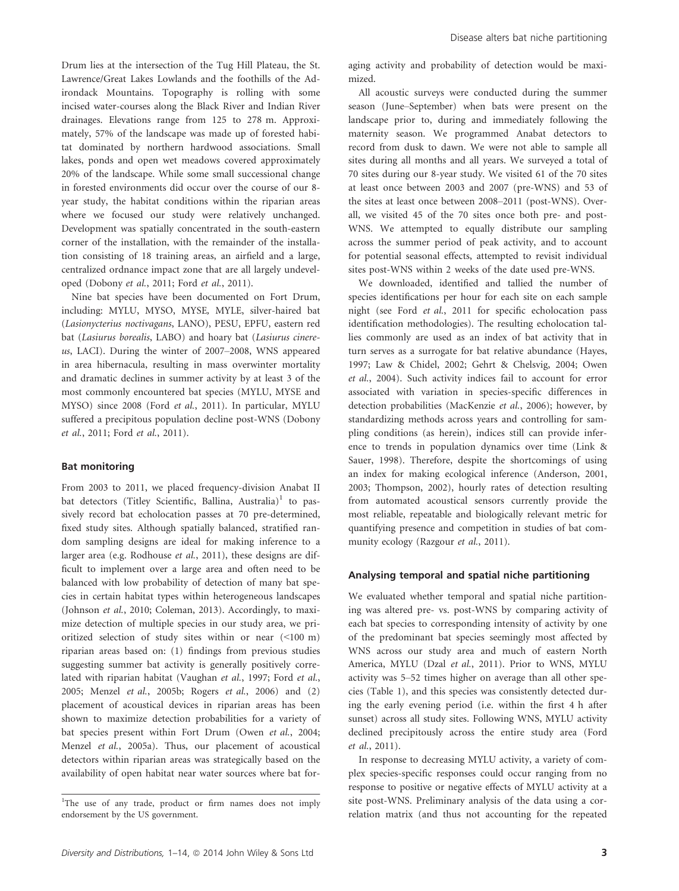Drum lies at the intersection of the Tug Hill Plateau, the St. Lawrence/Great Lakes Lowlands and the foothills of the Adirondack Mountains. Topography is rolling with some incised water-courses along the Black River and Indian River drainages. Elevations range from 125 to 278 m. Approximately, 57% of the landscape was made up of forested habitat dominated by northern hardwood associations. Small lakes, ponds and open wet meadows covered approximately 20% of the landscape. While some small successional change in forested environments did occur over the course of our 8-year study, the habitat conditions within the riparian areas where we focused our study were relatively unchanged. Development was spatially concentrated in the south-eastern corner of the installation, with the remainder of the installation consisting of 18 training areas, an airfield and a large, centralized ordnance impact zone that are all largely undeveloped (Dobony *et al.*, 2011; Ford *et al.*, 2011).

Nine bat species have been documented on Fort Drum, including: MYLU, MYSO, MYSE, MYLE, silver-haired bat (*Lasionycteris noctivagans*, LANO), PESU, EPFU, eastern red bat (*Lasiurus borealis*, LABO) and hoary bat (*Lasiurus cinereus*, LACI). During the winter of 2007–2008, WNS appeared in area hibernacula, resulting in mass overwinter mortality and dramatic declines in summer activity by at least 3 of the most commonly encountered bat species (MYLU, MYSE and MYSO) since 2008 (Ford *et al.*, 2011). In particular, MYLU suffered a precipitous population decline post-WNS (Dobony *et al.*, 2011; Ford *et al.*, 2011).

### Bat monitoring

From 2003 to 2011, we placed frequency-division Anabat II bat detectors (Titley Scientific, Ballina, Australia)[1] to passively record bat echolocation passes at 70 pre-determined, fixed study sites. Although spatially balanced, stratified random sampling designs are ideal for making inference to a larger area (e.g. Rodhouse *et al.*, 2011), these designs are difficult to implement over a large area and often need to be balanced with low probability of detection of many bat species in certain habitat types within heterogeneous landscapes (Johnson *et al.*, 2010; Coleman, 2013). Accordingly, to maximize detection of multiple species in our study area, we prioritized selection of study sites within or near (<100 m) riparian areas based on: (1) findings from previous studies suggesting summer bat activity is generally positively correlated with riparian habitat (Vaughan *et al.*, 1997; Ford *et al.*, 2005; Menzel *et al.*, 2005b; Rogers *et al.*, 2006) and (2) placement of acoustical devices in riparian areas has been shown to maximize detection probabilities for a variety of bat species present within Fort Drum (Owen *et al.*, 2004; Menzel *et al.*, 2005a). Thus, our placement of acoustical detectors within riparian areas was strategically based on the availability of open habitat near water sources where bat foraging activity and probability of detection would be maximized.

All acoustic surveys were conducted during the summer season (June–September) when bats were present on the landscape prior to, during and immediately following the maternity season. We programmed Anabat detectors to record from dusk to dawn. We were not able to sample all sites during all months and all years. We surveyed a total of 70 sites during our 8-year study. We visited 61 of the 70 sites at least once between 2003 and 2007 (pre-WNS) and 53 of the sites at least once between 2008–2011 (post-WNS). Overall, we visited 45 of the 70 sites once both pre- and post-WNS. We attempted to equally distribute our sampling across the summer period of peak activity, and to account for potential seasonal effects, attempted to revisit individual sites post-WNS within 2 weeks of the date used pre-WNS.

We downloaded, identified and tallied the number of species identifications per hour for each site on each sample night (see Ford *et al.*, 2011 for specific echolocation pass identification methodologies). The resulting echolocation tallies commonly are used as an index of bat activity that in turn serves as a surrogate for bat relative abundance (Hayes, 1997; Law & Chidel, 2002; Gehrt & Chelsvig, 2004; Owen *et al.*, 2004). Such activity indices fail to account for error associated with variation in species-specific differences in detection probabilities (MacKenzie *et al.*, 2006); however, by standardizing methods across years and controlling for sampling conditions (as herein), indices still can provide inference to trends in population dynamics over time (Link & Sauer, 1998). Therefore, despite the shortcomings of using an index for making ecological inference (Anderson, 2001, 2003; Thompson, 2002), hourly rates of detection resulting from automated acoustical sensors currently provide the most reliable, repeatable and biologically relevant metric for quantifying presence and competition in studies of bat community ecology (Razgour *et al.*, 2011).

### Analysing temporal and spatial niche partitioning

We evaluated whether temporal and spatial niche partitioning was altered pre- vs. post-WNS by comparing activity of each bat species to corresponding intensity of activity by one of the predominant bat species seemingly most affected by WNS across our study area and much of eastern North America, MYLU (Dzal *et al.*, 2011). Prior to WNS, MYLU activity was 5–52 times higher on average than all other species (Table 1), and this species was consistently detected during the early evening period (i.e. within the first 4 h after sunset) across all study sites. Following WNS, MYLU activity declined precipitously across the entire study area (Ford *et al.*, 2011).

In response to decreasing MYLU activity, a variety of complex species-specific responses could occur ranging from no response to positive or negative effects of MYLU activity at a site post-WNS. Preliminary analysis of the data using a correlation matrix (and thus not accounting for the repeated

[1]The use of any trade, product or firm names does not imply endorsement by the US government.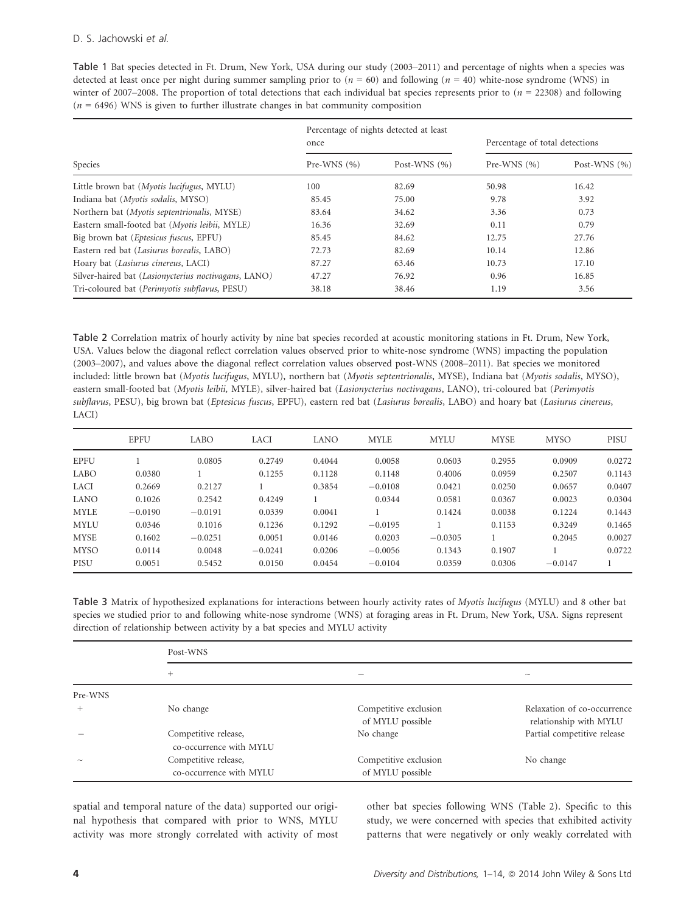Table 1 Bat species detected in Ft. Drum, New York, USA during our study (2003–2011) and percentage of nights when a species was detected at least once per night during summer sampling prior to ($n$ = 60) and following ($n$ = 40) white-nose syndrome (WNS) in winter of 2007–2008. The proportion of total detections that each individual bat species represents prior to ($n$ = 22308) and following ($n$ = 6496) WNS is given to further illustrate changes in bat community composition

| Species | Percentage of nights detected at least once | | Percentage of total detections | |
|---|---|---|---|---|
| | Pre-WNS (%) | Post-WNS (%) | Pre-WNS (%) | Post-WNS (%) |
| Little brown bat (*Myotis lucifugus*, MYLU) | 100 | 82.69 | 50.98 | 16.42 |
| Indiana bat (*Myotis sodalis*, MYSO) | 85.45 | 75.00 | 9.78 | 3.92 |
| Northern bat (*Myotis septentrionalis*, MYSE) | 83.64 | 34.62 | 3.36 | 0.73 |
| Eastern small-footed bat (*Myotis leibii*, MYLE) | 16.36 | 32.69 | 0.11 | 0.79 |
| Big brown bat (*Eptesicus fuscus*, EPFU) | 85.45 | 84.62 | 12.75 | 27.76 |
| Eastern red bat (*Lasiurus borealis*, LABO) | 72.73 | 82.69 | 10.14 | 12.86 |
| Hoary bat (*Lasiurus cinereus*, LACI) | 87.27 | 63.46 | 10.73 | 17.10 |
| Silver-haired bat (*Lasionycterius noctivagans*, LANO) | 47.27 | 76.92 | 0.96 | 16.85 |
| Tri-coloured bat (*Perimyotis subflavus*, PESU) | 38.18 | 38.46 | 1.19 | 3.56 |

Table 2 Correlation matrix of hourly activity by nine bat species recorded at acoustic monitoring stations in Ft. Drum, New York, USA. Values below the diagonal reflect correlation values observed prior to white-nose syndrome (WNS) impacting the population (2003–2007), and values above the diagonal reflect correlation values observed post-WNS (2008–2011). Bat species we monitored included: little brown bat (*Myotis lucifugus*, MYLU), northern bat (*Myotis septentrionalis*, MYSE), Indiana bat (*Myotis sodalis*, MYSO), eastern small-footed bat (*Myotis leibii*, MYLE), silver-haired bat (*Lasionycterius noctivagans*, LANO), tri-coloured bat (*Perimyotis subflavus*, PESU), big brown bat (*Eptesicus fuscus*, EPFU), eastern red bat (*Lasiurus borealis*, LABO) and hoary bat (*Lasiurus cinereus*, LACI)

| | EPFU | LABO | LACI | LANO | MYLE | MYLU | MYSE | MYSO | PISU |
|---|---|---|---|---|---|---|---|---|---|
| EPFU | 1 | 0.0805 | 0.2749 | 0.4044 | 0.0058 | 0.0603 | 0.2955 | 0.0909 | 0.0272 |
| LABO | 0.0380 | 1 | 0.1255 | 0.1128 | 0.1148 | 0.4006 | 0.0959 | 0.2507 | 0.1143 |
| LACI | 0.2669 | 0.2127 | 1 | 0.3854 | −0.0108 | 0.0421 | 0.0250 | 0.0657 | 0.0407 |
| LANO | 0.1026 | 0.2542 | 0.4249 | 1 | 0.0344 | 0.0581 | 0.0367 | 0.0023 | 0.0304 |
| MYLE | −0.0190 | −0.0191 | 0.0339 | 0.0041 | 1 | 0.1424 | 0.0038 | 0.1224 | 0.1443 |
| MYLU | 0.0346 | 0.1016 | 0.1236 | 0.1292 | −0.0195 | 1 | 0.1153 | 0.3249 | 0.1465 |
| MYSE | 0.1602 | −0.0251 | 0.0051 | 0.0146 | 0.0203 | −0.0305 | 1 | 0.2045 | 0.0027 |
| MYSO | 0.0114 | 0.0048 | −0.0241 | 0.0206 | −0.0056 | 0.1343 | 0.1907 | 1 | 0.0722 |
| PISU | 0.0051 | 0.5452 | 0.0150 | 0.0454 | −0.0104 | 0.0359 | 0.0306 | −0.0147 | 1 |

Table 3 Matrix of hypothesized explanations for interactions between hourly activity rates of *Myotis lucifugus* (MYLU) and 8 other bat species we studied prior to and following white-nose syndrome (WNS) at foraging areas in Ft. Drum, New York, USA. Signs represent direction of relationship between activity by a bat species and MYLU activity

| | Post-WNS | | |
|---|---|---|---|
| | + | − | ~ |
| Pre-WNS | | | |
| + | No change | Competitive exclusion of MYLU possible | Relaxation of co-occurrence relationship with MYLU |
| − | Competitive release, co-occurrence with MYLU | No change | Partial competitive release |
| ~ | Competitive release, co-occurrence with MYLU | Competitive exclusion of MYLU possible | No change |

spatial and temporal nature of the data) supported our original hypothesis that compared with prior to WNS, MYLU activity was more strongly correlated with activity of most other bat species following WNS (Table 2). Specific to this study, we were concerned with species that exhibited activity patterns that were negatively or only weakly correlated with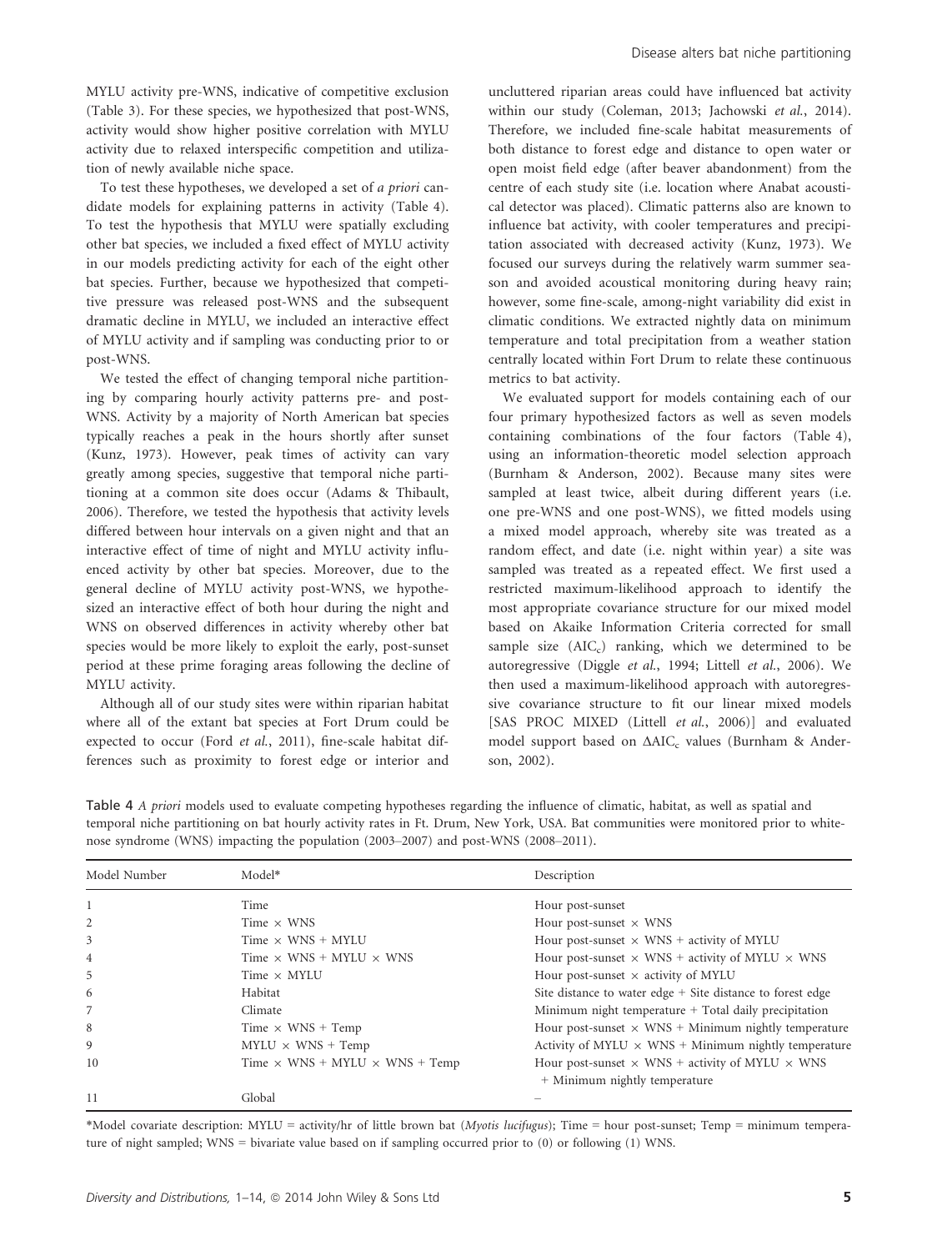MYLU activity pre-WNS, indicative of competitive exclusion (Table 3). For these species, we hypothesized that post-WNS, activity would show higher positive correlation with MYLU activity due to relaxed interspecific competition and utilization of newly available niche space.

To test these hypotheses, we developed a set of *a priori* candidate models for explaining patterns in activity (Table 4). To test the hypothesis that MYLU were spatially excluding other bat species, we included a fixed effect of MYLU activity in our models predicting activity for each of the eight other bat species. Further, because we hypothesized that competitive pressure was released post-WNS and the subsequent dramatic decline in MYLU, we included an interactive effect of MYLU activity and if sampling was conducting prior to or post-WNS.

We tested the effect of changing temporal niche partitioning by comparing hourly activity patterns pre- and post-WNS. Activity by a majority of North American bat species typically reaches a peak in the hours shortly after sunset (Kunz, 1973). However, peak times of activity can vary greatly among species, suggestive that temporal niche partitioning at a common site does occur (Adams & Thibault, 2006). Therefore, we tested the hypothesis that activity levels differed between hour intervals on a given night and that an interactive effect of time of night and MYLU activity influenced activity by other bat species. Moreover, due to the general decline of MYLU activity post-WNS, we hypothesized an interactive effect of both hour during the night and WNS on observed differences in activity whereby other bat species would be more likely to exploit the early, post-sunset period at these prime foraging areas following the decline of MYLU activity.

Although all of our study sites were within riparian habitat where all of the extant bat species at Fort Drum could be expected to occur (Ford *et al.*, 2011), fine-scale habitat differences such as proximity to forest edge or interior and uncluttered riparian areas could have influenced bat activity within our study (Coleman, 2013; Jachowski *et al.*, 2014). Therefore, we included fine-scale habitat measurements of both distance to forest edge and distance to open water or open moist field edge (after beaver abandonment) from the centre of each study site (i.e. location where Anabat acoustical detector was placed). Climatic patterns also are known to influence bat activity, with cooler temperatures and precipitation associated with decreased activity (Kunz, 1973). We focused our surveys during the relatively warm summer season and avoided acoustical monitoring during heavy rain; however, some fine-scale, among-night variability did exist in climatic conditions. We extracted nightly data on minimum temperature and total precipitation from a weather station centrally located within Fort Drum to relate these continuous metrics to bat activity.

We evaluated support for models containing each of our four primary hypothesized factors as well as seven models containing combinations of the four factors (Table 4), using an information-theoretic model selection approach (Burnham & Anderson, 2002). Because many sites were sampled at least twice, albeit during different years (i.e. one pre-WNS and one post-WNS), we fitted models using a mixed model approach, whereby site was treated as a random effect, and date (i.e. night within year) a site was sampled was treated as a repeated effect. We first used a restricted maximum-likelihood approach to identify the most appropriate covariance structure for our mixed model based on Akaike Information Criteria corrected for small sample size ($AIC_c$) ranking, which we determined to be autoregressive (Diggle *et al.*, 1994; Littell *et al.*, 2006). We then used a maximum-likelihood approach with autoregressive covariance structure to fit our linear mixed models [SAS PROC MIXED (Littell *et al.*, 2006)] and evaluated model support based on $\Delta AIC_c$ values (Burnham & Anderson, 2002).

**Table 4** *A priori* models used to evaluate competing hypotheses regarding the influence of climatic, habitat, as well as spatial and temporal niche partitioning on bat hourly activity rates in Ft. Drum, New York, USA. Bat communities were monitored prior to white-nose syndrome (WNS) impacting the population (2003–2007) and post-WNS (2008–2011).

| Model Number | Model* | Description |
|---|---|---|
| 1 | Time | Hour post-sunset |
| 2 | Time × WNS | Hour post-sunset × WNS |
| 3 | Time × WNS + MYLU | Hour post-sunset × WNS + activity of MYLU |
| 4 | Time × WNS + MYLU × WNS | Hour post-sunset × WNS + activity of MYLU × WNS |
| 5 | Time × MYLU | Hour post-sunset × activity of MYLU |
| 6 | Habitat | Site distance to water edge + Site distance to forest edge |
| 7 | Climate | Minimum night temperature + Total daily precipitation |
| 8 | Time × WNS + Temp | Hour post-sunset × WNS + Minimum nightly temperature |
| 9 | MYLU × WNS + Temp | Activity of MYLU × WNS + Minimum nightly temperature |
| 10 | Time × WNS + MYLU × WNS + Temp | Hour post-sunset × WNS + activity of MYLU × WNS + Minimum nightly temperature |
| 11 | Global | – |

*Model covariate description: MYLU = activity/hr of little brown bat (*Myotis lucifugus*); Time = hour post-sunset; Temp = minimum temperature of night sampled; WNS = bivariate value based on if sampling occurred prior to (0) or following (1) WNS.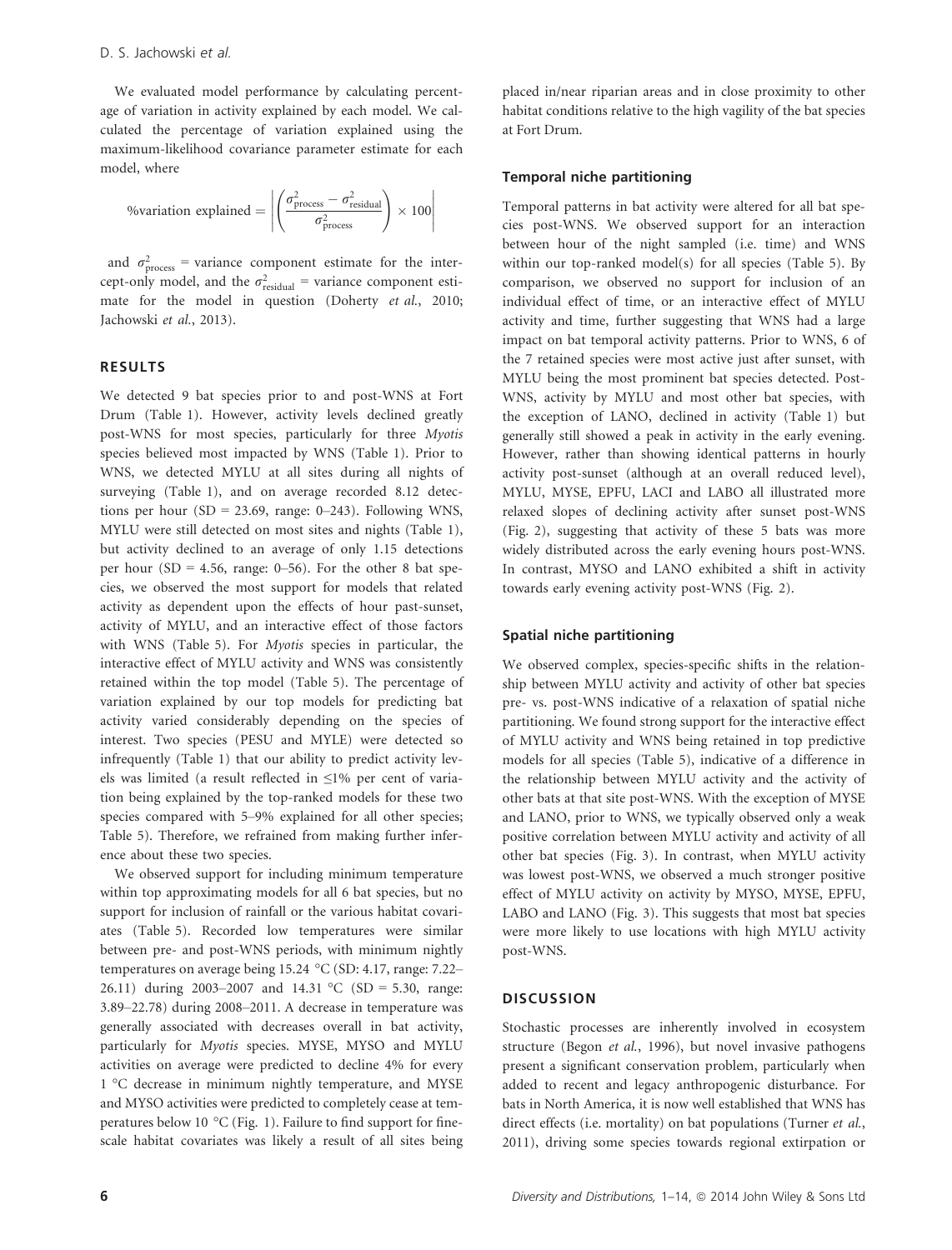We evaluated model performance by calculating percentage of variation in activity explained by each model. We calculated the percentage of variation explained using the maximum-likelihood covariance parameter estimate for each model, where

$$\%\text{variation explained} = \left| \left( \frac{\sigma^2_{\text{process}} - \sigma^2_{\text{residual}}}{\sigma^2_{\text{process}}} \right) \times 100 \right|$$

and $\sigma^2_{\text{process}}$ = variance component estimate for the intercept-only model, and the $\sigma^2_{\text{residual}}$ = variance component estimate for the model in question (Doherty *et al.*, 2010; Jachowski *et al.*, 2013).

## RESULTS

We detected 9 bat species prior to and post-WNS at Fort Drum (Table 1). However, activity levels declined greatly post-WNS for most species, particularly for three *Myotis* species believed most impacted by WNS (Table 1). Prior to WNS, we detected MYLU at all sites during all nights of surveying (Table 1), and on average recorded 8.12 detections per hour (SD = 23.69, range: 0–243). Following WNS, MYLU were still detected on most sites and nights (Table 1), but activity declined to an average of only 1.15 detections per hour (SD = 4.56, range: 0–56). For the other 8 bat species, we observed the most support for models that related activity as dependent upon the effects of hour past-sunset, activity of MYLU, and an interactive effect of those factors with WNS (Table 5). For *Myotis* species in particular, the interactive effect of MYLU activity and WNS was consistently retained within the top model (Table 5). The percentage of variation explained by our top models for predicting bat activity varied considerably depending on the species of interest. Two species (PESU and MYLE) were detected so infrequently (Table 1) that our ability to predict activity levels was limited (a result reflected in ≤1% per cent of variation being explained by the top-ranked models for these two species compared with 5–9% explained for all other species; Table 5). Therefore, we refrained from making further inference about these two species.

We observed support for including minimum temperature within top approximating models for all 6 bat species, but no support for inclusion of rainfall or the various habitat covariates (Table 5). Recorded low temperatures were similar between pre- and post-WNS periods, with minimum nightly temperatures on average being 15.24 °C (SD: 4.17, range: 7.22–26.11) during 2003–2007 and 14.31 °C (SD = 5.30, range: 3.89–22.78) during 2008–2011. A decrease in temperature was generally associated with decreases overall in bat activity, particularly for *Myotis* species. MYSE, MYSO and MYLU activities on average were predicted to decline 4% for every 1 °C decrease in minimum nightly temperature, and MYSE and MYSO activities were predicted to completely cease at temperatures below 10 °C (Fig. 1). Failure to find support for fine-scale habitat covariates was likely a result of all sites being placed in/near riparian areas and in close proximity to other habitat conditions relative to the high vagility of the bat species at Fort Drum.

### Temporal niche partitioning

Temporal patterns in bat activity were altered for all bat species post-WNS. We observed support for an interaction between hour of the night sampled (i.e. time) and WNS within our top-ranked model(s) for all species (Table 5). By comparison, we observed no support for inclusion of an individual effect of time, or an interactive effect of MYLU activity and time, further suggesting that WNS had a large impact on bat temporal activity patterns. Prior to WNS, 6 of the 7 retained species were most active just after sunset, with MYLU being the most prominent bat species detected. Post-WNS, activity by MYLU and most other bat species, with the exception of LANO, declined in activity (Table 1) but generally still showed a peak in activity in the early evening. However, rather than showing identical patterns in hourly activity post-sunset (although at an overall reduced level), MYLU, MYSE, EPFU, LACI and LABO all illustrated more relaxed slopes of declining activity after sunset post-WNS (Fig. 2), suggesting that activity of these 5 bats was more widely distributed across the early evening hours post-WNS. In contrast, MYSO and LANO exhibited a shift in activity towards early evening activity post-WNS (Fig. 2).

### Spatial niche partitioning

We observed complex, species-specific shifts in the relationship between MYLU activity and activity of other bat species pre- vs. post-WNS indicative of a relaxation of spatial niche partitioning. We found strong support for the interactive effect of MYLU activity and WNS being retained in top predictive models for all species (Table 5), indicative of a difference in the relationship between MYLU activity and the activity of other bats at that site post-WNS. With the exception of MYSE and LANO, prior to WNS, we typically observed only a weak positive correlation between MYLU activity and activity of all other bat species (Fig. 3). In contrast, when MYLU activity was lowest post-WNS, we observed a much stronger positive effect of MYLU activity on activity by MYSO, MYSE, EPFU, LABO and LANO (Fig. 3). This suggests that most bat species were more likely to use locations with high MYLU activity post-WNS.

## DISCUSSION

Stochastic processes are inherently involved in ecosystem structure (Begon *et al.*, 1996), but novel invasive pathogens present a significant conservation problem, particularly when added to recent and legacy anthropogenic disturbance. For bats in North America, it is now well established that WNS has direct effects (i.e. mortality) on bat populations (Turner *et al.*, 2011), driving some species towards regional extirpation or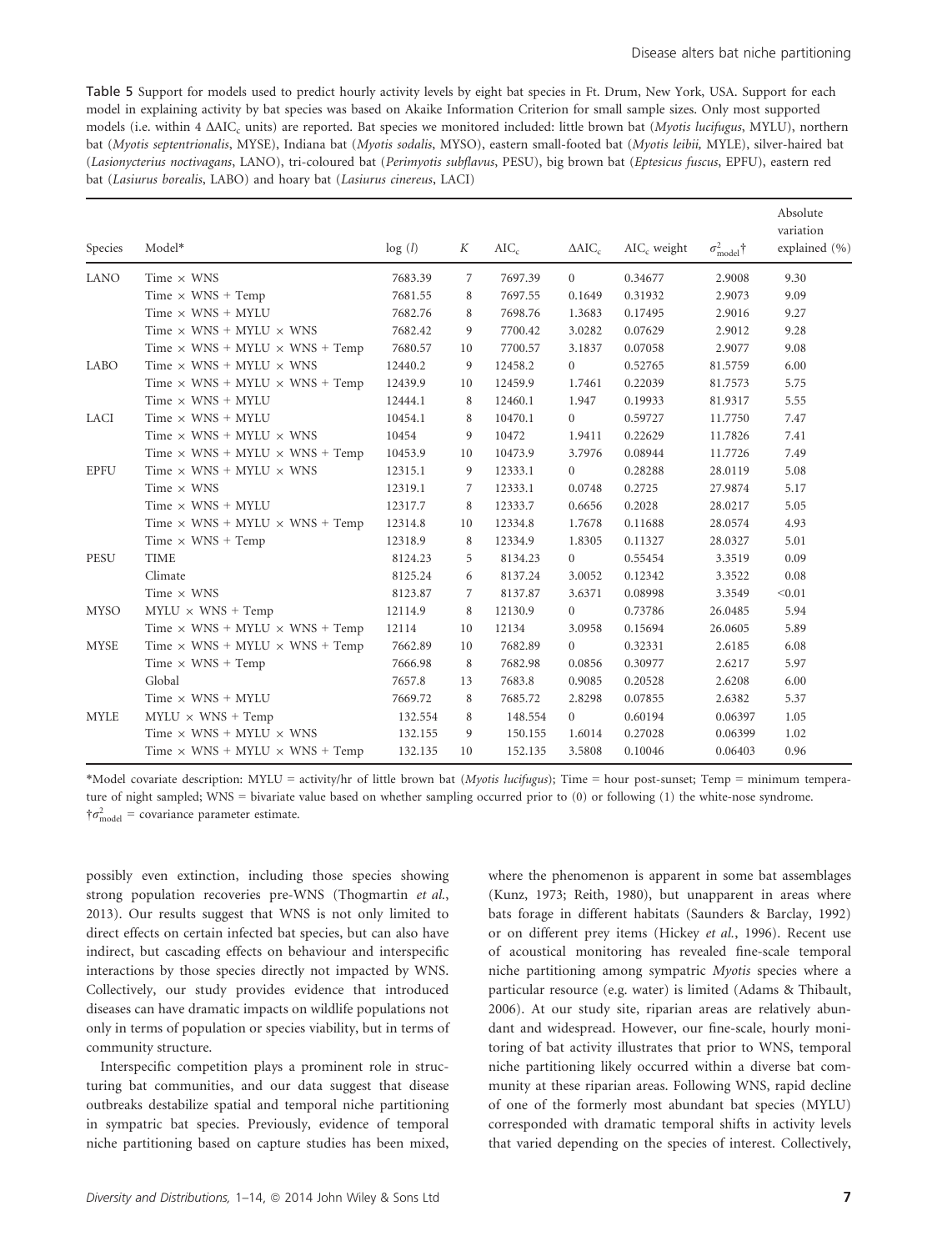Table 5 Support for models used to predict hourly activity levels by eight bat species in Ft. Drum, New York, USA. Support for each model in explaining activity by bat species was based on Akaike Information Criterion for small sample sizes. Only most supported models (i.e. within 4 $\Delta AIC_c$ units) are reported. Bat species we monitored included: little brown bat (*Myotis lucifugus*, MYLU), northern bat (*Myotis septentrionalis*, MYSE), Indiana bat (*Myotis sodalis*, MYSO), eastern small-footed bat (*Myotis leibii*, MYLE), silver-haired bat (*Lasionycterius noctivagans*, LANO), tri-coloured bat (*Perimyotis subflavus*, PESU), big brown bat (*Eptesicus fuscus*, EPFU), eastern red bat (*Lasiurus borealis*, LABO) and hoary bat (*Lasiurus cinereus*, LACI)

| Species | Model* | log ($l$) | $K$ | $AIC_c$ | $\Delta AIC_c$ | $AIC_c$ weight | $\sigma^2_{model}$† | Absolute variation explained (%) |
|---|---|---|---|---|---|---|---|---|
| LANO | Time × WNS | 7683.39 | 7 | 7697.39 | 0 | 0.34677 | 2.9008 | 9.30 |
| | Time × WNS + Temp | 7681.55 | 8 | 7697.55 | 0.1649 | 0.31932 | 2.9073 | 9.09 |
| | Time × WNS + MYLU | 7682.76 | 8 | 7698.76 | 1.3683 | 0.17495 | 2.9016 | 9.27 |
| | Time × WNS + MYLU × WNS | 7682.42 | 9 | 7700.42 | 3.0282 | 0.07629 | 2.9012 | 9.28 |
| | Time × WNS + MYLU × WNS + Temp | 7680.57 | 10 | 7700.57 | 3.1837 | 0.07058 | 2.9077 | 9.08 |
| LABO | Time × WNS + MYLU × WNS | 12440.2 | 9 | 12458.2 | 0 | 0.52765 | 81.5759 | 6.00 |
| | Time × WNS + MYLU × WNS + Temp | 12439.9 | 10 | 12459.9 | 1.7461 | 0.22039 | 81.7573 | 5.75 |
| | Time × WNS + MYLU | 12444.1 | 8 | 12460.1 | 1.947 | 0.19933 | 81.9317 | 5.55 |
| LACI | Time × WNS + MYLU | 10454.1 | 8 | 10470.1 | 0 | 0.59727 | 11.7750 | 7.47 |
| | Time × WNS + MYLU × WNS | 10454 | 9 | 10472 | 1.9411 | 0.22629 | 11.7826 | 7.41 |
| | Time × WNS + MYLU × WNS + Temp | 10453.9 | 10 | 10473.9 | 3.7976 | 0.08944 | 11.7726 | 7.49 |
| EPFU | Time × WNS + MYLU × WNS | 12315.1 | 9 | 12333.1 | 0 | 0.28288 | 28.0119 | 5.08 |
| | Time × WNS | 12319.1 | 7 | 12333.1 | 0.0748 | 0.2725 | 27.9874 | 5.17 |
| | Time × WNS + MYLU | 12317.7 | 8 | 12333.7 | 0.6656 | 0.2028 | 28.0217 | 5.05 |
| | Time × WNS + MYLU × WNS + Temp | 12314.8 | 10 | 12334.8 | 1.7678 | 0.11688 | 28.0574 | 4.93 |
| | Time × WNS + Temp | 12318.9 | 8 | 12334.9 | 1.8305 | 0.11327 | 28.0327 | 5.01 |
| PESU | TIME | 8124.23 | 5 | 8134.23 | 0 | 0.55454 | 3.3519 | 0.09 |
| | Climate | 8125.24 | 6 | 8137.24 | 3.0052 | 0.12342 | 3.3522 | 0.08 |
| | Time × WNS | 8123.87 | 7 | 8137.87 | 3.6371 | 0.08998 | 3.3549 | <0.01 |
| MYSO | MYLU × WNS + Temp | 12114.9 | 8 | 12130.9 | 0 | 0.73786 | 26.0485 | 5.94 |
| | Time × WNS + MYLU × WNS + Temp | 12114 | 10 | 12134 | 3.0958 | 0.15694 | 26.0605 | 5.89 |
| MYSE | Time × WNS + MYLU × WNS + Temp | 7662.89 | 10 | 7682.89 | 0 | 0.32331 | 2.6185 | 6.08 |
| | Time × WNS + Temp | 7666.98 | 8 | 7682.98 | 0.0856 | 0.30977 | 2.6217 | 5.97 |
| | Global | 7657.8 | 13 | 7683.8 | 0.9085 | 0.20528 | 2.6208 | 6.00 |
| | Time × WNS + MYLU | 7669.72 | 8 | 7685.72 | 2.8298 | 0.07855 | 2.6382 | 5.37 |
| MYLE | MYLU × WNS + Temp | 132.554 | 8 | 148.554 | 0 | 0.60194 | 0.06397 | 1.05 |
| | Time × WNS + MYLU × WNS | 132.155 | 9 | 150.155 | 1.6014 | 0.27028 | 0.06399 | 1.02 |
| | Time × WNS + MYLU × WNS + Temp | 132.135 | 10 | 152.135 | 3.5808 | 0.10046 | 0.06403 | 0.96 |

*Model covariate description: MYLU = activity/hr of little brown bat (*Myotis lucifugus*); Time = hour post-sunset; Temp = minimum temperature of night sampled; WNS = bivariate value based on whether sampling occurred prior to (0) or following (1) the white-nose syndrome.

†$\sigma^2_{model}$ = covariance parameter estimate.

possibly even extinction, including those species showing strong population recoveries pre-WNS (Thogmartin *et al.*, 2013). Our results suggest that WNS is not only limited to direct effects on certain infected bat species, but can also have indirect, but cascading effects on behaviour and interspecific interactions by those species directly not impacted by WNS. Collectively, our study provides evidence that introduced diseases can have dramatic impacts on wildlife populations not only in terms of population or species viability, but in terms of community structure.

Interspecific competition plays a prominent role in structuring bat communities, and our data suggest that disease outbreaks destabilize spatial and temporal niche partitioning in sympatric bat species. Previously, evidence of temporal niche partitioning based on capture studies has been mixed, where the phenomenon is apparent in some bat assemblages (Kunz, 1973; Reith, 1980), but unapparent in areas where bats forage in different habitats (Saunders & Barclay, 1992) or on different prey items (Hickey *et al.*, 1996). Recent use of acoustical monitoring has revealed fine-scale temporal niche partitioning among sympatric *Myotis* species where a particular resource (e.g. water) is limited (Adams & Thibault, 2006). At our study site, riparian areas are relatively abundant and widespread. However, our fine-scale, hourly monitoring of bat activity illustrates that prior to WNS, temporal niche partitioning likely occurred within a diverse bat community at these riparian areas. Following WNS, rapid decline of one of the formerly most abundant bat species (MYLU) corresponded with dramatic temporal shifts in activity levels that varied depending on the species of interest. Collectively,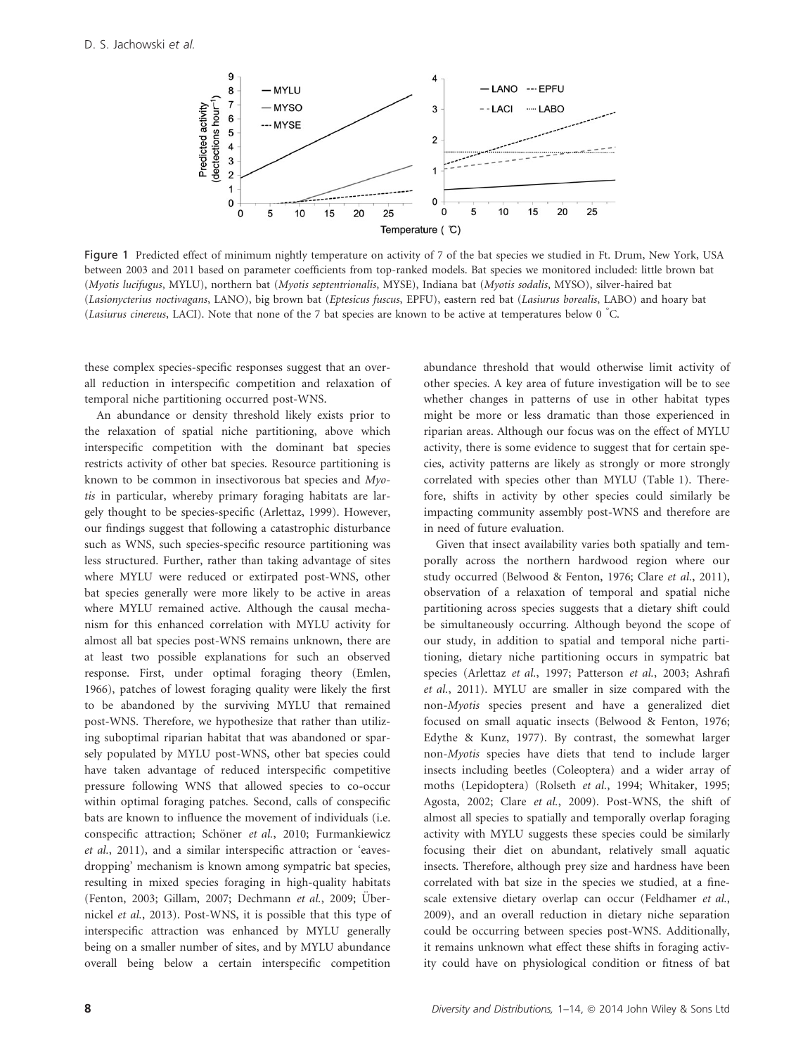Figure 1 Predicted effect of minimum nightly temperature on activity of 7 of the bat species we studied in Ft. Drum, New York, USA between 2003 and 2011 based on parameter coefficients from top-ranked models. Bat species we monitored included: little brown bat (*Myotis lucifugus*, MYLU), northern bat (*Myotis septentrionalis*, MYSE), Indiana bat (*Myotis sodalis*, MYSO), silver-haired bat (*Lasionycteris noctivagans*, LANO), big brown bat (*Eptesicus fuscus*, EPFU), eastern red bat (*Lasiurus borealis*, LABO) and hoary bat (*Lasiurus cinereus*, LACI). Note that none of the 7 bat species are known to be active at temperatures below 0 °C.

these complex species-specific responses suggest that an overall reduction in interspecific competition and relaxation of temporal niche partitioning occurred post-WNS.

An abundance or density threshold likely exists prior to the relaxation of spatial niche partitioning, above which interspecific competition with the dominant bat species restricts activity of other bat species. Resource partitioning is known to be common in insectivorous bat species and *Myotis* in particular, whereby primary foraging habitats are largely thought to be species-specific (Arlettaz, 1999). However, our findings suggest that following a catastrophic disturbance such as WNS, such species-specific resource partitioning was less structured. Further, rather than taking advantage of sites where MYLU were reduced or extirpated post-WNS, other bat species generally were more likely to be active in areas where MYLU remained active. Although the causal mechanism for this enhanced correlation with MYLU activity for almost all bat species post-WNS remains unknown, there are at least two possible explanations for such an observed response. First, under optimal foraging theory (Emlen, 1966), patches of lowest foraging quality were likely the first to be abandoned by the surviving MYLU that remained post-WNS. Therefore, we hypothesize that rather than utilizing suboptimal riparian habitat that was abandoned or sparsely populated by MYLU post-WNS, other bat species could have taken advantage of reduced interspecific competitive pressure following WNS that allowed species to co-occur within optimal foraging patches. Second, calls of conspecific bats are known to influence the movement of individuals (i.e. conspecific attraction; Schöner *et al.*, 2010; Furmankiewicz *et al.*, 2011), and a similar interspecific attraction or 'eavesdropping' mechanism is known among sympatric bat species, resulting in mixed species foraging in high-quality habitats (Fenton, 2003; Gillam, 2007; Dechmann *et al.*, 2009; Übernickel *et al.*, 2013). Post-WNS, it is possible that this type of interspecific attraction was enhanced by MYLU generally being on a smaller number of sites, and by MYLU abundance overall being below a certain interspecific competition abundance threshold that would otherwise limit activity of other species. A key area of future investigation will be to see whether changes in patterns of use in other habitat types might be more or less dramatic than those experienced in riparian areas. Although our focus was on the effect of MYLU activity, there is some evidence to suggest that for certain species, activity patterns are likely as strongly or more strongly correlated with species other than MYLU (Table 1). Therefore, shifts in activity by other species could similarly be impacting community assembly post-WNS and therefore are in need of future evaluation.

Given that insect availability varies both spatially and temporally across the northern hardwood region where our study occurred (Belwood & Fenton, 1976; Clare *et al.*, 2011), observation of a relaxation of temporal and spatial niche partitioning across species suggests that a dietary shift could be simultaneously occurring. Although beyond the scope of our study, in addition to spatial and temporal niche partitioning, dietary niche partitioning occurs in sympatric bat species (Arlettaz *et al.*, 1997; Patterson *et al.*, 2003; Ashrafi *et al.*, 2011). MYLU are smaller in size compared with the non-*Myotis* species present and have a generalized diet focused on small aquatic insects (Belwood & Fenton, 1976; Edythe & Kunz, 1977). By contrast, the somewhat larger non-*Myotis* species have diets that tend to include larger insects including beetles (Coleoptera) and a wider array of moths (Lepidoptera) (Rolseth *et al.*, 1994; Whitaker, 1995; Agosta, 2002; Clare *et al.*, 2009). Post-WNS, the shift of almost all species to spatially and temporally overlap foraging activity with MYLU suggests these species could be similarly focusing their diet on abundant, relatively small aquatic insects. Therefore, although prey size and hardness have been correlated with bat size in the species we studied, at a fine-scale extensive dietary overlap can occur (Feldhamer *et al.*, 2009), and an overall reduction in dietary niche separation could be occurring between species post-WNS. Additionally, it remains unknown what effect these shifts in foraging activity could have on physiological condition or fitness of bat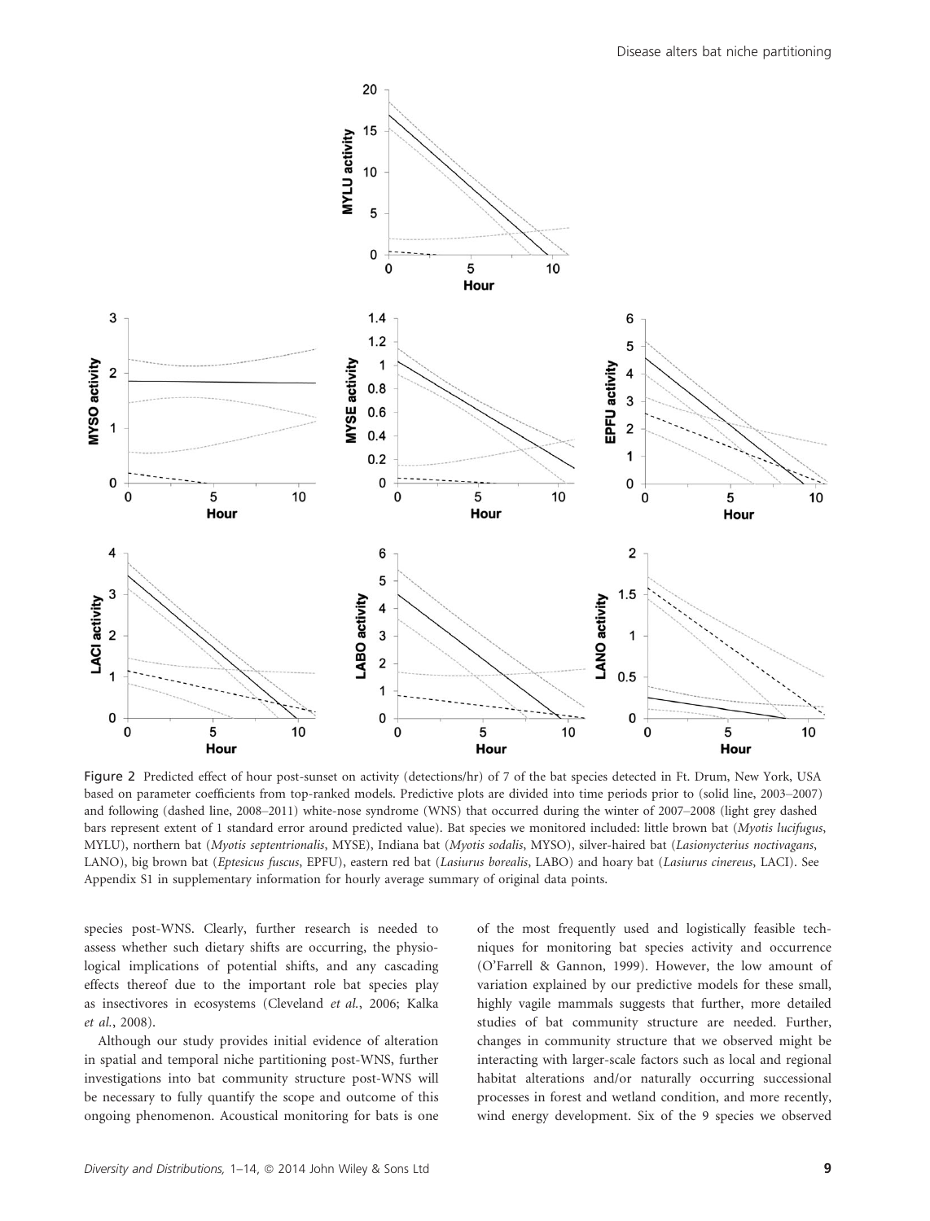Figure 2 Predicted effect of hour post-sunset on activity (detections/hr) of 7 of the bat species detected in Ft. Drum, New York, USA based on parameter coefficients from top-ranked models. Predictive plots are divided into time periods prior to (solid line, 2003–2007) and following (dashed line, 2008–2011) white-nose syndrome (WNS) that occurred during the winter of 2007–2008 (light grey dashed bars represent extent of 1 standard error around predicted value). Bat species we monitored included: little brown bat (*Myotis lucifugus*, MYLU), northern bat (*Myotis septentrionalis*, MYSE), Indiana bat (*Myotis sodalis*, MYSO), silver-haired bat (*Lasionycterius noctivagans*, LANO), big brown bat (*Eptesicus fuscus*, EPFU), eastern red bat (*Lasiurus borealis*, LABO) and hoary bat (*Lasiurus cinereus*, LACI). See Appendix S1 in supplementary information for hourly average summary of original data points.

species post-WNS. Clearly, further research is needed to assess whether such dietary shifts are occurring, the physiological implications of potential shifts, and any cascading effects thereof due to the important role bat species play as insectivores in ecosystems (Cleveland *et al.*, 2006; Kalka *et al.*, 2008).

Although our study provides initial evidence of alteration in spatial and temporal niche partitioning post-WNS, further investigations into bat community structure post-WNS will be necessary to fully quantify the scope and outcome of this ongoing phenomenon. Acoustical monitoring for bats is one of the most frequently used and logistically feasible techniques for monitoring bat species activity and occurrence (O'Farrell & Gannon, 1999). However, the low amount of variation explained by our predictive models for these small, highly vagile mammals suggests that further, more detailed studies of bat community structure are needed. Further, changes in community structure that we observed might be interacting with larger-scale factors such as local and regional habitat alterations and/or naturally occurring successional processes in forest and wetland condition, and more recently, wind energy development. Six of the 9 species we observed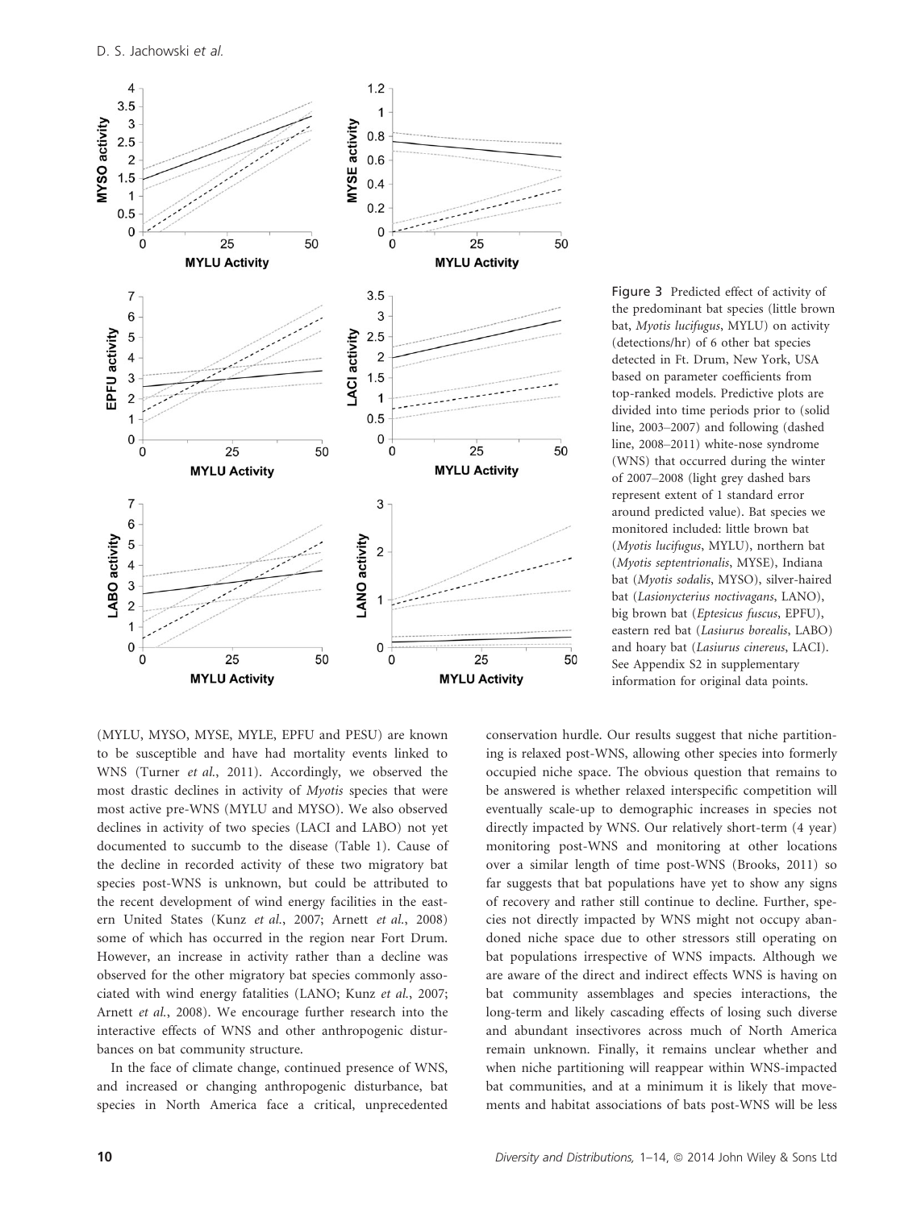Figure 3 Predicted effect of activity of the predominant bat species (little brown bat, *Myotis lucifugus*, MYLU) on activity (detections/hr) of 6 other bat species detected in Ft. Drum, New York, USA based on parameter coefficients from top-ranked models. Predictive plots are divided into time periods prior to (solid line, 2003–2007) and following (dashed line, 2008–2011) white-nose syndrome (WNS) that occurred during the winter of 2007–2008 (light grey dashed bars represent extent of 1 standard error around predicted value). Bat species we monitored included: little brown bat (*Myotis lucifugus*, MYLU), northern bat (*Myotis septentrionalis*, MYSE), Indiana bat (*Myotis sodalis*, MYSO), silver-haired bat (*Lasionycterius noctivagans*, LANO), big brown bat (*Eptesicus fuscus*, EPFU), eastern red bat (*Lasiurus borealis*, LABO) and hoary bat (*Lasiurus cinereus*, LACI). See Appendix S2 in supplementary information for original data points.

(MYLU, MYSO, MYSE, MYLE, EPFU and PESU) are known to be susceptible and have had mortality events linked to WNS (Turner *et al.*, 2011). Accordingly, we observed the most drastic declines in activity of *Myotis* species that were most active pre-WNS (MYLU and MYSO). We also observed declines in activity of two species (LACI and LABO) not yet documented to succumb to the disease (Table 1). Cause of the decline in recorded activity of these two migratory bat species post-WNS is unknown, but could be attributed to the recent development of wind energy facilities in the eastern United States (Kunz *et al.*, 2007; Arnett *et al.*, 2008) some of which has occurred in the region near Fort Drum. However, an increase in activity rather than a decline was observed for the other migratory bat species commonly associated with wind energy fatalities (LANO; Kunz *et al.*, 2007; Arnett *et al.*, 2008). We encourage further research into the interactive effects of WNS and other anthropogenic disturbances on bat community structure.

In the face of climate change, continued presence of WNS, and increased or changing anthropogenic disturbance, bat species in North America face a critical, unprecedented conservation hurdle. Our results suggest that niche partitioning is relaxed post-WNS, allowing other species into formerly occupied niche space. The obvious question that remains to be answered is whether relaxed interspecific competition will eventually scale-up to demographic increases in species not directly impacted by WNS. Our relatively short-term (4 year) monitoring post-WNS and monitoring at other locations over a similar length of time post-WNS (Brooks, 2011) so far suggests that bat populations have yet to show any signs of recovery and rather still continue to decline. Further, species not directly impacted by WNS might not occupy abandoned niche space due to other stressors still operating on bat populations irrespective of WNS impacts. Although we are aware of the direct and indirect effects WNS is having on bat community assemblages and species interactions, the long-term and likely cascading effects of losing such diverse and abundant insectivores across much of North America remain unknown. Finally, it remains unclear whether and when niche partitioning will reappear within WNS-impacted bat communities, and at a minimum it is likely that movements and habitat associations of bats post-WNS will be less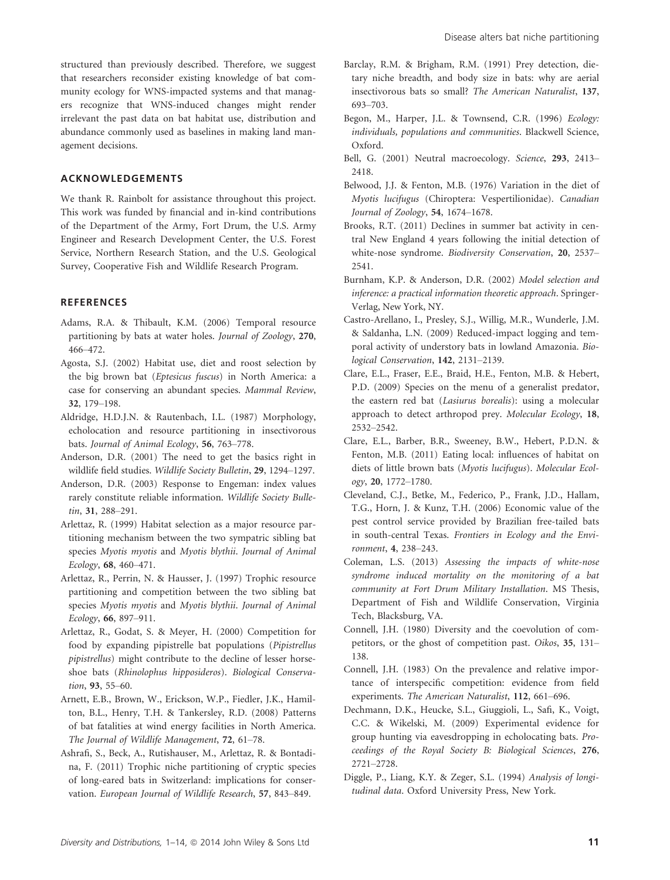structured than previously described. Therefore, we suggest that researchers reconsider existing knowledge of bat community ecology for WNS-impacted systems and that managers recognize that WNS-induced changes might render irrelevant the past data on bat habitat use, distribution and abundance commonly used as baselines in making land management decisions.

## ACKNOWLEDGEMENTS

We thank R. Rainbolt for assistance throughout this project. This work was funded by financial and in-kind contributions of the Department of the Army, Fort Drum, the U.S. Army Engineer and Research Development Center, the U.S. Forest Service, Northern Research Station, and the U.S. Geological Survey, Cooperative Fish and Wildlife Research Program.

## REFERENCES

Adams, R.A. & Thibault, K.M. (2006) Temporal resource partitioning by bats at water holes. *Journal of Zoology*, **270**, 466–472.

Agosta, S.J. (2002) Habitat use, diet and roost selection by the big brown bat (*Eptesicus fuscus*) in North America: a case for conserving an abundant species. *Mammal Review*, **32**, 179–198.

Aldridge, H.D.J.N. & Rautenbach, I.L. (1987) Morphology, echolocation and resource partitioning in insectivorous bats. *Journal of Animal Ecology*, **56**, 763–778.

Anderson, D.R. (2001) The need to get the basics right in wildlife field studies. *Wildlife Society Bulletin*, **29**, 1294–1297.

Anderson, D.R. (2003) Response to Engeman: index values rarely constitute reliable information. *Wildlife Society Bulletin*, **31**, 288–291.

Arlettaz, R. (1999) Habitat selection as a major resource partitioning mechanism between the two sympatric sibling bat species *Myotis myotis* and *Myotis blythii*. *Journal of Animal Ecology*, **68**, 460–471.

Arlettaz, R., Perrin, N. & Hausser, J. (1997) Trophic resource partitioning and competition between the two sibling bat species *Myotis myotis* and *Myotis blythii*. *Journal of Animal Ecology*, **66**, 897–911.

Arlettaz, R., Godat, S. & Meyer, H. (2000) Competition for food by expanding pipistrelle bat populations (*Pipistrellus pipistrellus*) might contribute to the decline of lesser horseshoe bats (*Rhinolophus hipposideros*). *Biological Conservation*, **93**, 55–60.

Arnett, E.B., Brown, W., Erickson, W.P., Fiedler, J.K., Hamilton, B.L., Henry, T.H. & Tankersley, R.D. (2008) Patterns of bat fatalities at wind energy facilities in North America. *The Journal of Wildlife Management*, **72**, 61–78.

Ashrafi, S., Beck, A., Rutishauser, M., Arlettaz, R. & Bontadina, F. (2011) Trophic niche partitioning of cryptic species of long-eared bats in Switzerland: implications for conservation. *European Journal of Wildlife Research*, **57**, 843–849.

Barclay, R.M. & Brigham, R.M. (1991) Prey detection, dietary niche breadth, and body size in bats: why are aerial insectivorous bats so small? *The American Naturalist*, **137**, 693–703.

Begon, M., Harper, J.L. & Townsend, C.R. (1996) *Ecology: individuals, populations and communities*. Blackwell Science, Oxford.

Bell, G. (2001) Neutral macroecology. *Science*, **293**, 2413–2418.

Belwood, J.J. & Fenton, M.B. (1976) Variation in the diet of *Myotis lucifugus* (Chiroptera: Vespertilionidae). *Canadian Journal of Zoology*, **54**, 1674–1678.

Brooks, R.T. (2011) Declines in summer bat activity in central New England 4 years following the initial detection of white-nose syndrome. *Biodiversity Conservation*, **20**, 2537–2541.

Burnham, K.P. & Anderson, D.R. (2002) *Model selection and inference: a practical information theoretic approach*. Springer-Verlag, New York, NY.

Castro-Arellano, I., Presley, S.J., Willig, M.R., Wunderle, J.M. & Saldanha, L.N. (2009) Reduced-impact logging and temporal activity of understory bats in lowland Amazonia. *Biological Conservation*, **142**, 2131–2139.

Clare, E.L., Fraser, E.E., Braid, H.E., Fenton, M.B. & Hebert, P.D. (2009) Species on the menu of a generalist predator, the eastern red bat (*Lasiurus borealis*): using a molecular approach to detect arthropod prey. *Molecular Ecology*, **18**, 2532–2542.

Clare, E.L., Barber, B.R., Sweeney, B.W., Hebert, P.D.N. & Fenton, M.B. (2011) Eating local: influences of habitat on diets of little brown bats (*Myotis lucifugus*). *Molecular Ecology*, **20**, 1772–1780.

Cleveland, C.J., Betke, M., Federico, P., Frank, J.D., Hallam, T.G., Horn, J. & Kunz, T.H. (2006) Economic value of the pest control service provided by Brazilian free-tailed bats in south-central Texas. *Frontiers in Ecology and the Environment*, **4**, 238–243.

Coleman, L.S. (2013) *Assessing the impacts of white-nose syndrome induced mortality on the monitoring of a bat community at Fort Drum Military Installation*. MS Thesis, Department of Fish and Wildlife Conservation, Virginia Tech, Blacksburg, VA.

Connell, J.H. (1980) Diversity and the coevolution of competitors, or the ghost of competition past. *Oikos*, **35**, 131–138.

Connell, J.H. (1983) On the prevalence and relative importance of interspecific competition: evidence from field experiments. *The American Naturalist*, **112**, 661–696.

Dechmann, D.K., Heucke, S.L., Giuggioli, L., Safi, K., Voigt, C.C. & Wikelski, M. (2009) Experimental evidence for group hunting via eavesdropping in echolocating bats. *Proceedings of the Royal Society B: Biological Sciences*, **276**, 2721–2728.

Diggle, P., Liang, K.Y. & Zeger, S.L. (1994) *Analysis of longitudinal data*. Oxford University Press, New York.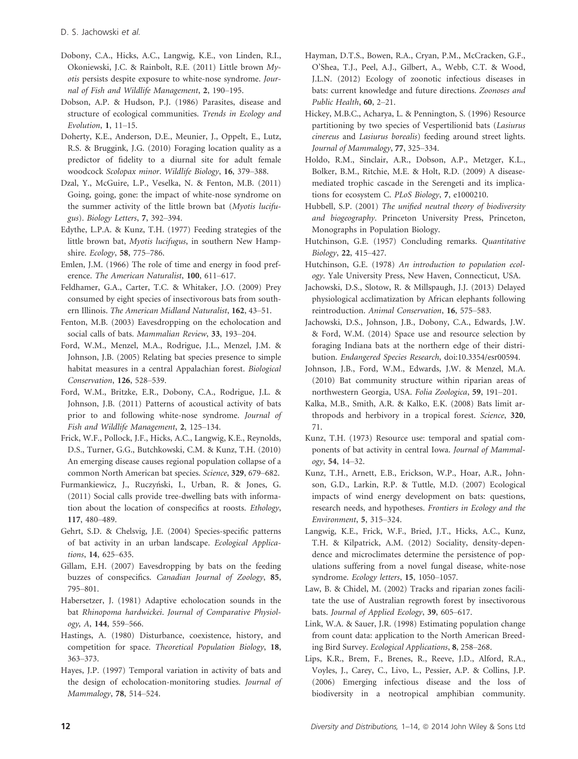Dobony, C.A., Hicks, A.C., Langwig, K.E., von Linden, R.I., Okoniewski, J.C. & Rainbolt, R.E. (2011) Little brown *Myotis* persists despite exposure to white-nose syndrome. *Journal of Fish and Wildlife Management*, **2**, 190–195.

Dobson, A.P. & Hudson, P.J. (1986) Parasites, disease and structure of ecological communities. *Trends in Ecology and Evolution*, **1**, 11–15.

Doherty, K.E., Anderson, D.E., Meunier, J., Oppelt, E., Lutz, R.S. & Bruggink, J.G. (2010) Foraging location quality as a predictor of fidelity to a diurnal site for adult female woodcock *Scolopax minor*. *Wildlife Biology*, **16**, 379–388.

Dzal, Y., McGuire, L.P., Veselka, N. & Fenton, M.B. (2011) Going, going, gone: the impact of white-nose syndrome on the summer activity of the little brown bat (*Myotis lucifugus*). *Biology Letters*, **7**, 392–394.

Edythe, L.P.A. & Kunz, T.H. (1977) Feeding strategies of the little brown bat, *Myotis lucifugus*, in southern New Hampshire. *Ecology*, **58**, 775–786.

Emlen, J.M. (1966) The role of time and energy in food preference. *The American Naturalist*, **100**, 611–617.

Feldhamer, G.A., Carter, T.C. & Whitaker, J.O. (2009) Prey consumed by eight species of insectivorous bats from southern Illinois. *The American Midland Naturalist*, **162**, 43–51.

Fenton, M.B. (2003) Eavesdropping on the echolocation and social calls of bats. *Mammalian Review*, **33**, 193–204.

Ford, W.M., Menzel, M.A., Rodrigue, J.L., Menzel, J.M. & Johnson, J.B. (2005) Relating bat species presence to simple habitat measures in a central Appalachian forest. *Biological Conservation*, **126**, 528–539.

Ford, W.M., Britzke, E.R., Dobony, C.A., Rodrigue, J.L. & Johnson, J.B. (2011) Patterns of acoustical activity of bats prior to and following white-nose syndrome. *Journal of Fish and Wildlife Management*, **2**, 125–134.

Frick, W.F., Pollock, J.F., Hicks, A.C., Langwig, K.E., Reynolds, D.S., Turner, G.G., Butchkowski, C.M. & Kunz, T.H. (2010) An emerging disease causes regional population collapse of a common North American bat species. *Science*, **329**, 679–682.

Furmankiewicz, J., Ruczyński, I., Urban, R. & Jones, G. (2011) Social calls provide tree-dwelling bats with information about the location of conspecifics at roosts. *Ethology*, **117**, 480–489.

Gehrt, S.D. & Chelsvig, J.E. (2004) Species-specific patterns of bat activity in an urban landscape. *Ecological Applications*, **14**, 625–635.

Gillam, E.H. (2007) Eavesdropping by bats on the feeding buzzes of conspecifics. *Canadian Journal of Zoology*, **85**, 795–801.

Habersetzer, J. (1981) Adaptive echolocation sounds in the bat *Rhinopoma hardwickei*. *Journal of Comparative Physiology, A*, **144**, 559–566.

Hastings, A. (1980) Disturbance, coexistence, history, and competition for space. *Theoretical Population Biology*, **18**, 363–373.

Hayes, J.P. (1997) Temporal variation in activity of bats and the design of echolocation-monitoring studies. *Journal of Mammalogy*, **78**, 514–524.

Hayman, D.T.S., Bowen, R.A., Cryan, P.M., McCracken, G.F., O'Shea, T.J., Peel, A.J., Gilbert, A., Webb, C.T. & Wood, J.L.N. (2012) Ecology of zoonotic infectious diseases in bats: current knowledge and future directions. *Zoonoses and Public Health*, **60**, 2–21.

Hickey, M.B.C., Acharya, L. & Pennington, S. (1996) Resource partitioning by two species of Vespertilionid bats (*Lasiurus cinereus* and *Lasiurus borealis*) feeding around street lights. *Journal of Mammalogy*, **77**, 325–334.

Holdo, R.M., Sinclair, A.R., Dobson, A.P., Metzger, K.L., Bolker, B.M., Ritchie, M.E. & Holt, R.D. (2009) A disease-mediated trophic cascade in the Serengeti and its implications for ecosystem C. *PLoS Biology*, **7**, e1000210.

Hubbell, S.P. (2001) *The unified neutral theory of biodiversity and biogeography*. Princeton University Press, Princeton, Monographs in Population Biology.

Hutchinson, G.E. (1957) Concluding remarks. *Quantitative Biology*, **22**, 415–427.

Hutchinson, G.E. (1978) *An introduction to population ecology*. Yale University Press, New Haven, Connecticut, USA.

Jachowski, D.S., Slotow, R. & Millspaugh, J.J. (2013) Delayed physiological acclimatization by African elephants following reintroduction. *Animal Conservation*, **16**, 575–583.

Jachowski, D.S., Johnson, J.B., Dobony, C.A., Edwards, J.W. & Ford, W.M. (2014) Space use and resource selection by foraging Indiana bats at the northern edge of their distribution. *Endangered Species Research*, doi:10.3354/esr00594.

Johnson, J.B., Ford, W.M., Edwards, J.W. & Menzel, M.A. (2010) Bat community structure within riparian areas of northwestern Georgia, USA. *Folia Zoologica*, **59**, 191–201.

Kalka, M.B., Smith, A.R. & Kalko, E.K. (2008) Bats limit arthropods and herbivory in a tropical forest. *Science*, **320**, 71.

Kunz, T.H. (1973) Resource use: temporal and spatial components of bat activity in central Iowa. *Journal of Mammalogy*, **54**, 14–32.

Kunz, T.H., Arnett, E.B., Erickson, W.P., Hoar, A.R., Johnson, G.D., Larkin, R.P. & Tuttle, M.D. (2007) Ecological impacts of wind energy development on bats: questions, research needs, and hypotheses. *Frontiers in Ecology and the Environment*, **5**, 315–324.

Langwig, K.E., Frick, W.F., Bried, J.T., Hicks, A.C., Kunz, T.H. & Kilpatrick, A.M. (2012) Sociality, density-dependence and microclimates determine the persistence of populations suffering from a novel fungal disease, white-nose syndrome. *Ecology letters*, **15**, 1050–1057.

Law, B. & Chidel, M. (2002) Tracks and riparian zones facilitate the use of Australian regrowth forest by insectivorous bats. *Journal of Applied Ecology*, **39**, 605–617.

Link, W.A. & Sauer, J.R. (1998) Estimating population change from count data: application to the North American Breeding Bird Survey. *Ecological Applications*, **8**, 258–268.

Lips, K.R., Brem, F., Brenes, R., Reeve, J.D., Alford, R.A., Voyles, J., Carey, C., Livo, L., Pessier, A.P. & Collins, J.P. (2006) Emerging infectious disease and the loss of biodiversity in a neotropical amphibian community.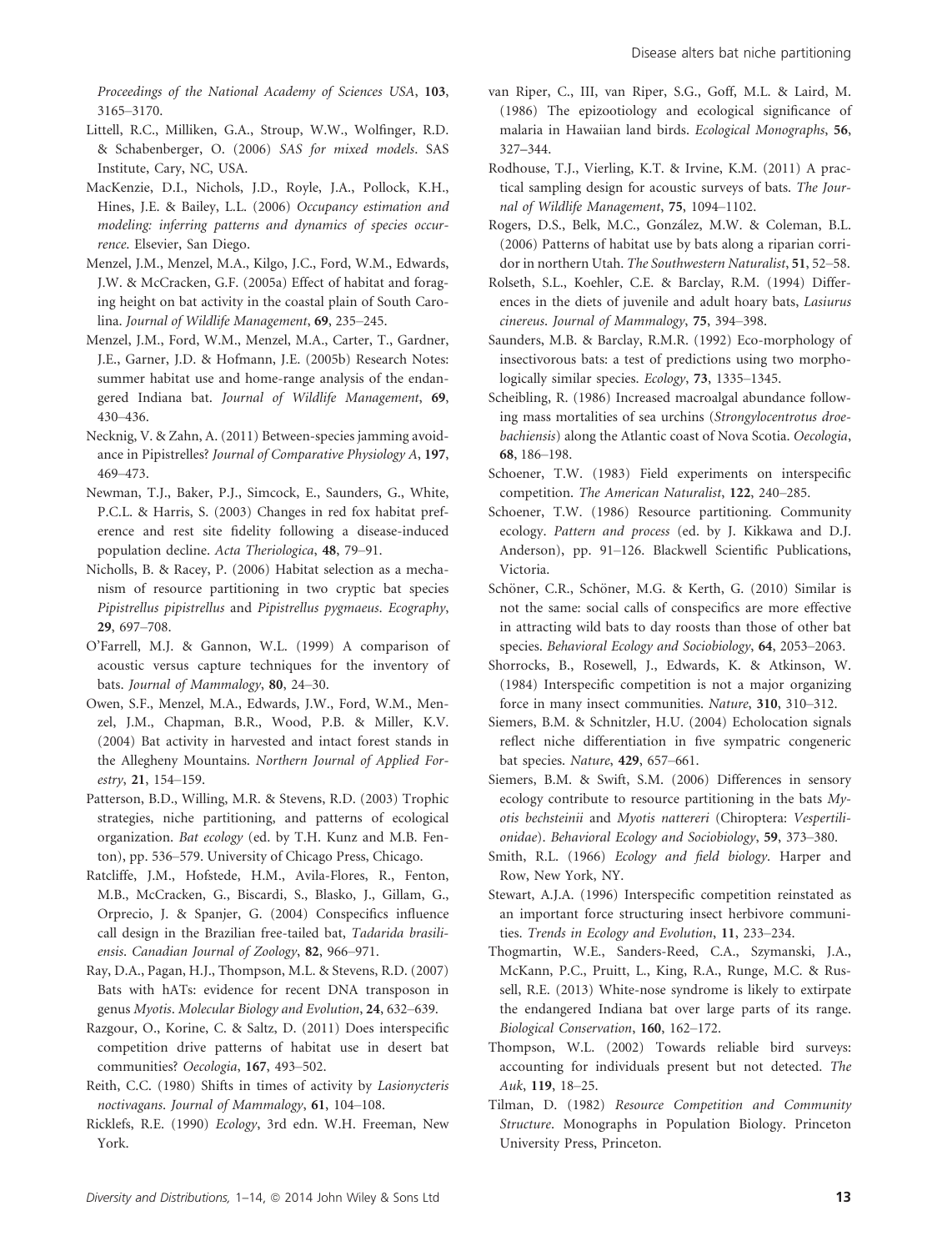*Proceedings of the National Academy of Sciences USA*, **103**, 3165–3170.

Littell, R.C., Milliken, G.A., Stroup, W.W., Wolfinger, R.D. & Schabenberger, O. (2006) *SAS for mixed models*. SAS Institute, Cary, NC, USA.

MacKenzie, D.I., Nichols, J.D., Royle, J.A., Pollock, K.H., Hines, J.E. & Bailey, L.L. (2006) *Occupancy estimation and modeling: inferring patterns and dynamics of species occurrence*. Elsevier, San Diego.

Menzel, J.M., Menzel, M.A., Kilgo, J.C., Ford, W.M., Edwards, J.W. & McCracken, G.F. (2005a) Effect of habitat and foraging height on bat activity in the coastal plain of South Carolina. *Journal of Wildlife Management*, **69**, 235–245.

Menzel, J.M., Ford, W.M., Menzel, M.A., Carter, T., Gardner, J.E., Garner, J.D. & Hofmann, J.E. (2005b) Research Notes: summer habitat use and home-range analysis of the endangered Indiana bat. *Journal of Wildlife Management*, **69**, 430–436.

Necknig, V. & Zahn, A. (2011) Between-species jamming avoidance in Pipistrelles? *Journal of Comparative Physiology A*, **197**, 469–473.

Newman, T.J., Baker, P.J., Simcock, E., Saunders, G., White, P.C.L. & Harris, S. (2003) Changes in red fox habitat preference and rest site fidelity following a disease-induced population decline. *Acta Theriologica*, **48**, 79–91.

Nicholls, B. & Racey, P. (2006) Habitat selection as a mechanism of resource partitioning in two cryptic bat species *Pipistrellus pipistrellus* and *Pipistrellus pygmaeus*. *Ecography*, **29**, 697–708.

O'Farrell, M.J. & Gannon, W.L. (1999) A comparison of acoustic versus capture techniques for the inventory of bats. *Journal of Mammalogy*, **80**, 24–30.

Owen, S.F., Menzel, M.A., Edwards, J.W., Ford, W.M., Menzel, J.M., Chapman, B.R., Wood, P.B. & Miller, K.V. (2004) Bat activity in harvested and intact forest stands in the Allegheny Mountains. *Northern Journal of Applied Forestry*, **21**, 154–159.

Patterson, B.D., Willing, M.R. & Stevens, R.D. (2003) Trophic strategies, niche partitioning, and patterns of ecological organization. *Bat ecology* (ed. by T.H. Kunz and M.B. Fenton), pp. 536–579. University of Chicago Press, Chicago.

Ratcliffe, J.M., Hofstede, H.M., Avila-Flores, R., Fenton, M.B., McCracken, G., Biscardi, S., Blasko, J., Gillam, G., Orprecio, J. & Spanjer, G. (2004) Conspecifics influence call design in the Brazilian free-tailed bat, *Tadarida brasiliensis*. *Canadian Journal of Zoology*, **82**, 966–971.

Ray, D.A., Pagan, H.J., Thompson, M.L. & Stevens, R.D. (2007) Bats with hATs: evidence for recent DNA transposon in genus *Myotis*. *Molecular Biology and Evolution*, **24**, 632–639.

Razgour, O., Korine, C. & Saltz, D. (2011) Does interspecific competition drive patterns of habitat use in desert bat communities? *Oecologia*, **167**, 493–502.

Reith, C.C. (1980) Shifts in times of activity by *Lasionycteris noctivagans*. *Journal of Mammalogy*, **61**, 104–108.

Ricklefs, R.E. (1990) *Ecology*, 3rd edn. W.H. Freeman, New York.

van Riper, C., III, van Riper, S.G., Goff, M.L. & Laird, M. (1986) The epizootiology and ecological significance of malaria in Hawaiian land birds. *Ecological Monographs*, **56**, 327–344.

Rodhouse, T.J., Vierling, K.T. & Irvine, K.M. (2011) A practical sampling design for acoustic surveys of bats. *The Journal of Wildlife Management*, **75**, 1094–1102.

Rogers, D.S., Belk, M.C., González, M.W. & Coleman, B.L. (2006) Patterns of habitat use by bats along a riparian corridor in northern Utah. *The Southwestern Naturalist*, **51**, 52–58.

Rolseth, S.L., Koehler, C.E. & Barclay, R.M. (1994) Differences in the diets of juvenile and adult hoary bats, *Lasiurus cinereus*. *Journal of Mammalogy*, **75**, 394–398.

Saunders, M.B. & Barclay, R.M.R. (1992) Eco-morphology of insectivorous bats: a test of predictions using two morphologically similar species. *Ecology*, **73**, 1335–1345.

Scheibling, R. (1986) Increased macroalgal abundance following mass mortalities of sea urchins (*Strongylocentrotus droebachiensis*) along the Atlantic coast of Nova Scotia. *Oecologia*, **68**, 186–198.

Schoener, T.W. (1983) Field experiments on interspecific competition. *The American Naturalist*, **122**, 240–285.

Schoener, T.W. (1986) Resource partitioning. Community ecology. *Pattern and process* (ed. by J. Kikkawa and D.J. Anderson), pp. 91–126. Blackwell Scientific Publications, Victoria.

Schöner, C.R., Schöner, M.G. & Kerth, G. (2010) Similar is not the same: social calls of conspecifics are more effective in attracting wild bats to day roosts than those of other bat species. *Behavioral Ecology and Sociobiology*, **64**, 2053–2063.

Shorrocks, B., Rosewell, J., Edwards, K. & Atkinson, W. (1984) Interspecific competition is not a major organizing force in many insect communities. *Nature*, **310**, 310–312.

Siemers, B.M. & Schnitzler, H.U. (2004) Echolocation signals reflect niche differentiation in five sympatric congeneric bat species. *Nature*, **429**, 657–661.

Siemers, B.M. & Swift, S.M. (2006) Differences in sensory ecology contribute to resource partitioning in the bats *Myotis bechsteinii* and *Myotis nattereri* (Chiroptera: *Vespertilionidae*). *Behavioral Ecology and Sociobiology*, **59**, 373–380.

Smith, R.L. (1966) *Ecology and field biology*. Harper and Row, New York, NY.

Stewart, A.J.A. (1996) Interspecific competition reinstated as an important force structuring insect herbivore communities. *Trends in Ecology and Evolution*, **11**, 233–234.

Thogmartin, W.E., Sanders-Reed, C.A., Szymanski, J.A., McKann, P.C., Pruitt, L., King, R.A., Runge, M.C. & Russell, R.E. (2013) White-nose syndrome is likely to extirpate the endangered Indiana bat over large parts of its range. *Biological Conservation*, **160**, 162–172.

Thompson, W.L. (2002) Towards reliable bird surveys: accounting for individuals present but not detected. *The Auk*, **119**, 18–25.

Tilman, D. (1982) *Resource Competition and Community Structure*. Monographs in Population Biology. Princeton University Press, Princeton.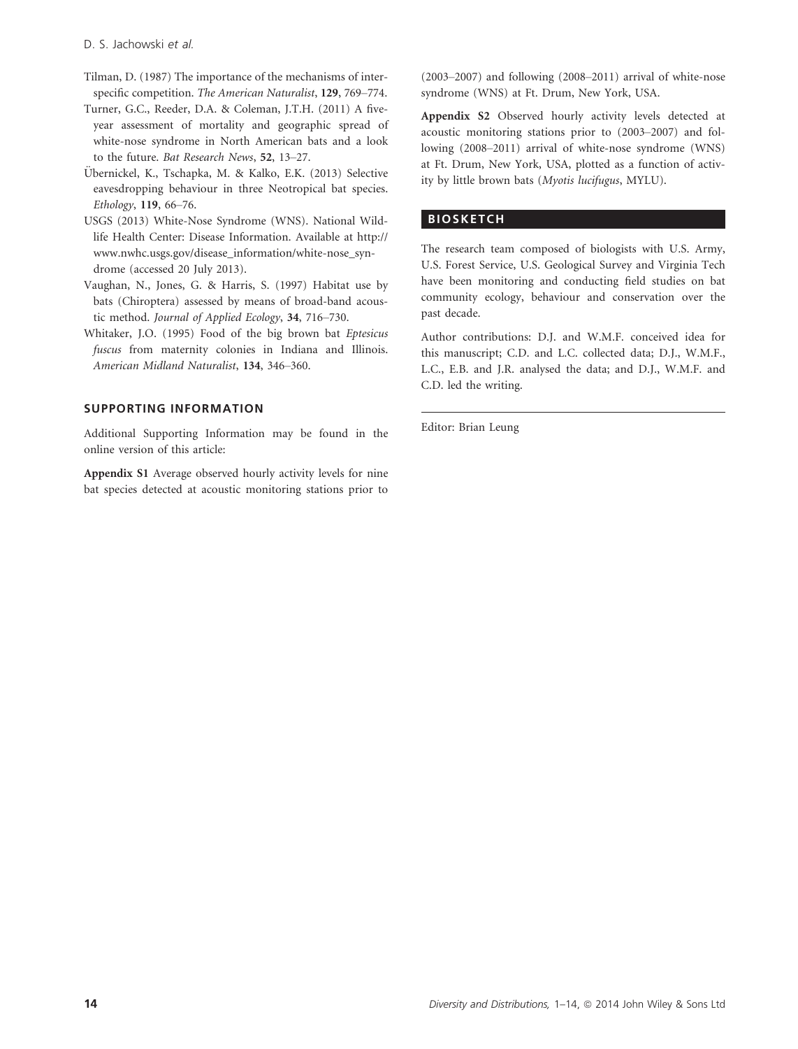Tilman, D. (1987) The importance of the mechanisms of interspecific competition. *The American Naturalist*, **129**, 769–774.

Turner, G.C., Reeder, D.A. & Coleman, J.T.H. (2011) A five-year assessment of mortality and geographic spread of white-nose syndrome in North American bats and a look to the future. *Bat Research News*, **52**, 13–27.

Übernickel, K., Tschapka, M. & Kalko, E.K. (2013) Selective eavesdropping behaviour in three Neotropical bat species. *Ethology*, **119**, 66–76.

USGS (2013) White-Nose Syndrome (WNS). National Wildlife Health Center: Disease Information. Available at http://www.nwhc.usgs.gov/disease_information/white-nose_syndrome (accessed 20 July 2013).

Vaughan, N., Jones, G. & Harris, S. (1997) Habitat use by bats (Chiroptera) assessed by means of broad-band acoustic method. *Journal of Applied Ecology*, **34**, 716–730.

Whitaker, J.O. (1995) Food of the big brown bat *Eptesicus fuscus* from maternity colonies in Indiana and Illinois. *American Midland Naturalist*, **134**, 346–360.

## SUPPORTING INFORMATION

Additional Supporting Information may be found in the online version of this article:

**Appendix S1** Average observed hourly activity levels for nine bat species detected at acoustic monitoring stations prior to (2003–2007) and following (2008–2011) arrival of white-nose syndrome (WNS) at Ft. Drum, New York, USA.

**Appendix S2** Observed hourly activity levels detected at acoustic monitoring stations prior to (2003–2007) and following (2008–2011) arrival of white-nose syndrome (WNS) at Ft. Drum, New York, USA, plotted as a function of activity by little brown bats (*Myotis lucifugus*, MYLU).

## BIOSKETCH

The research team composed of biologists with U.S. Army, U.S. Forest Service, U.S. Geological Survey and Virginia Tech have been monitoring and conducting field studies on bat community ecology, behaviour and conservation over the past decade.

Author contributions: D.J. and W.M.F. conceived idea for this manuscript; C.D. and L.C. collected data; D.J., W.M.F., L.C., E.B. and J.R. analysed the data; and D.J., W.M.F. and C.D. led the writing.

Editor: Brian Leung